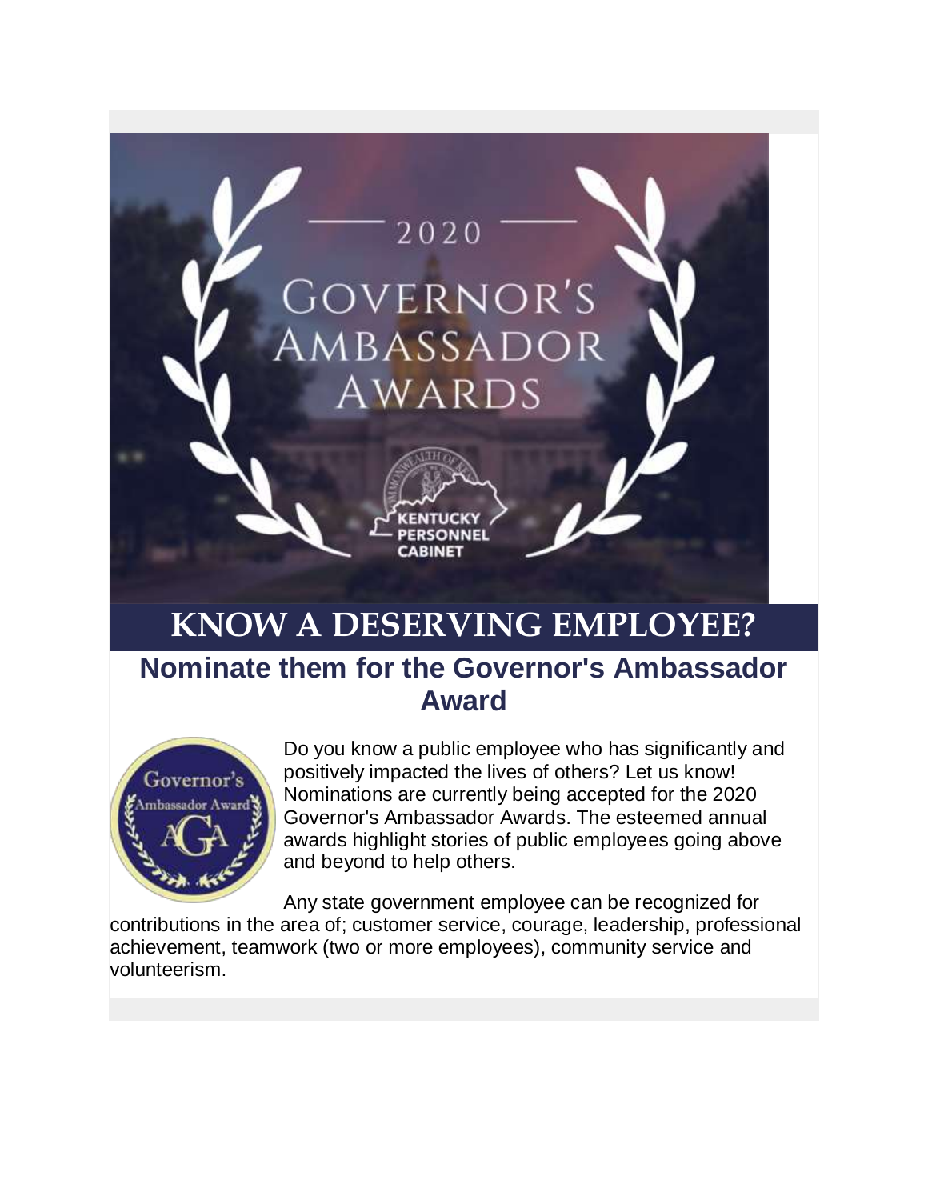2020

GOVERNOR'S AMBASSADOR AWARDS

KENTUCKY PERSONNEL CABINET

# KNOW A DESERVING EMPLOYEE?

## Nominate them for the Governor's Ambassador Award

Do you know a public employee who has significantly and positively impacted the lives of others? Let us know! Nominations are currently being accepted for the 2020 Governor's Ambassador Awards. The esteemed annual awards highlight stories of public employees going above and beyond to help others.

Any state government employee can be recognized for contributions in the area of; customer service, courage, leadership, professional achievement, teamwork (two or more employees), community service and volunteerism.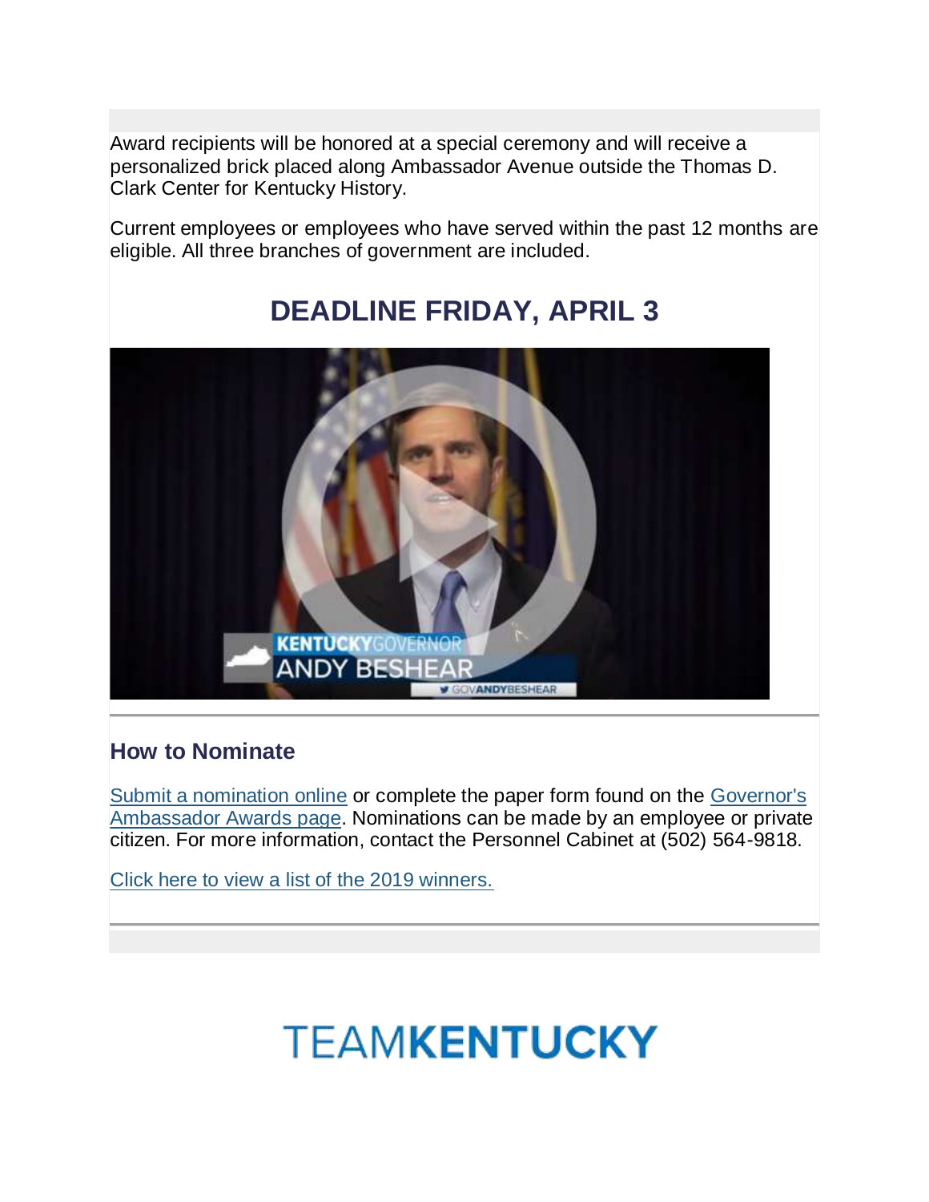Award recipients will be honored at a special ceremony and will receive a personalized brick placed along Ambassador Avenue outside the Thomas D. Clark Center for Kentucky History.

Current employees or employees who have served within the past 12 months are eligible. All three branches of government are included.

## DEADLINE FRIDAY, APRIL 3

### How to Nominate

Submit a nomination online or complete the paper form found on the Governor's Ambassador Awards page. Nominations can be made by an employee or private citizen. For more information, contact the Personnel Cabinet at (502) 564-9818.

Click here to view a list of the 2019 winners.

TEAM**KENTUCKY**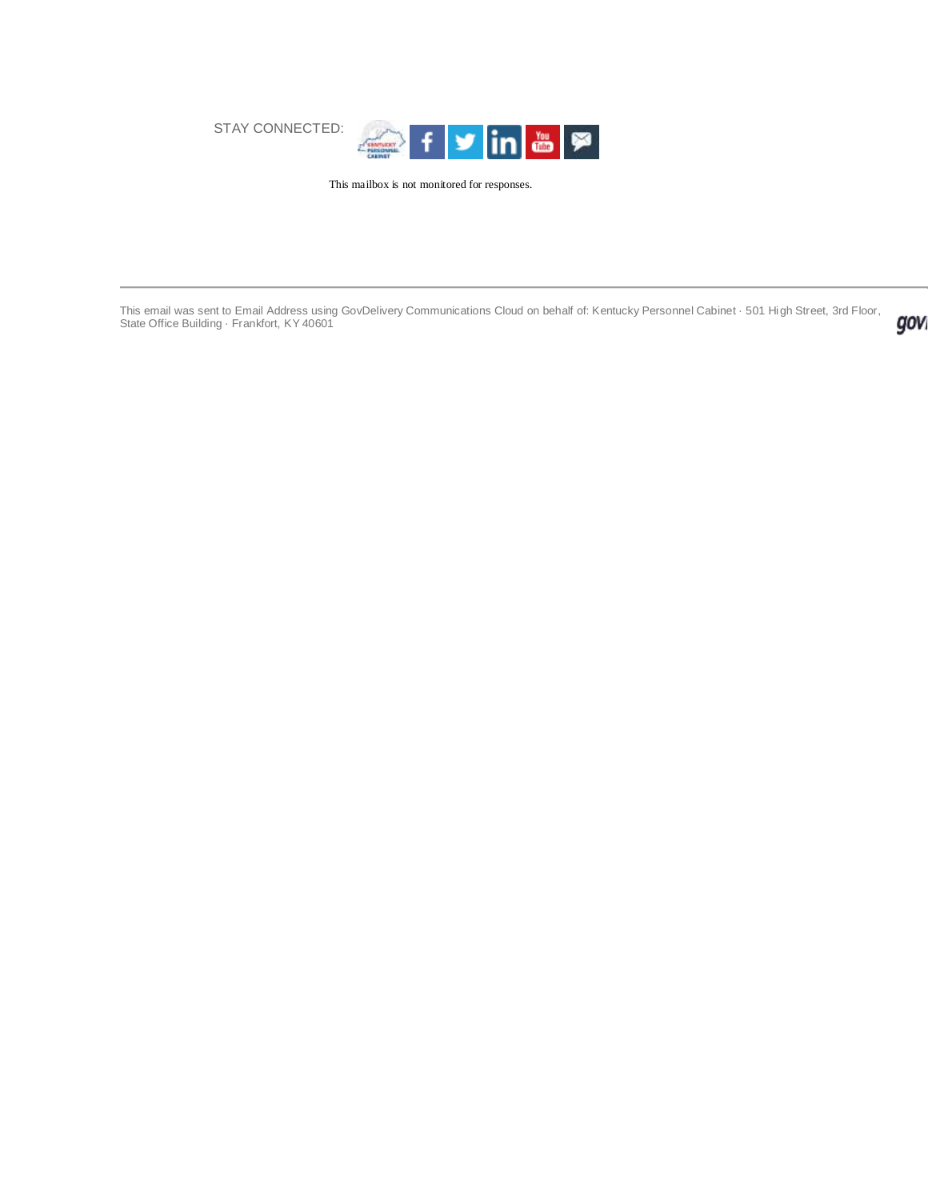STAY CONNECTED:

This mailbox is not monitored for responses.

---

This email was sent to Email Address using GovDelivery Communications Cloud on behalf of: Kentucky Personnel Cabinet · 501 High Street, 3rd Floor, State Office Building · Frankfort, KY 40601